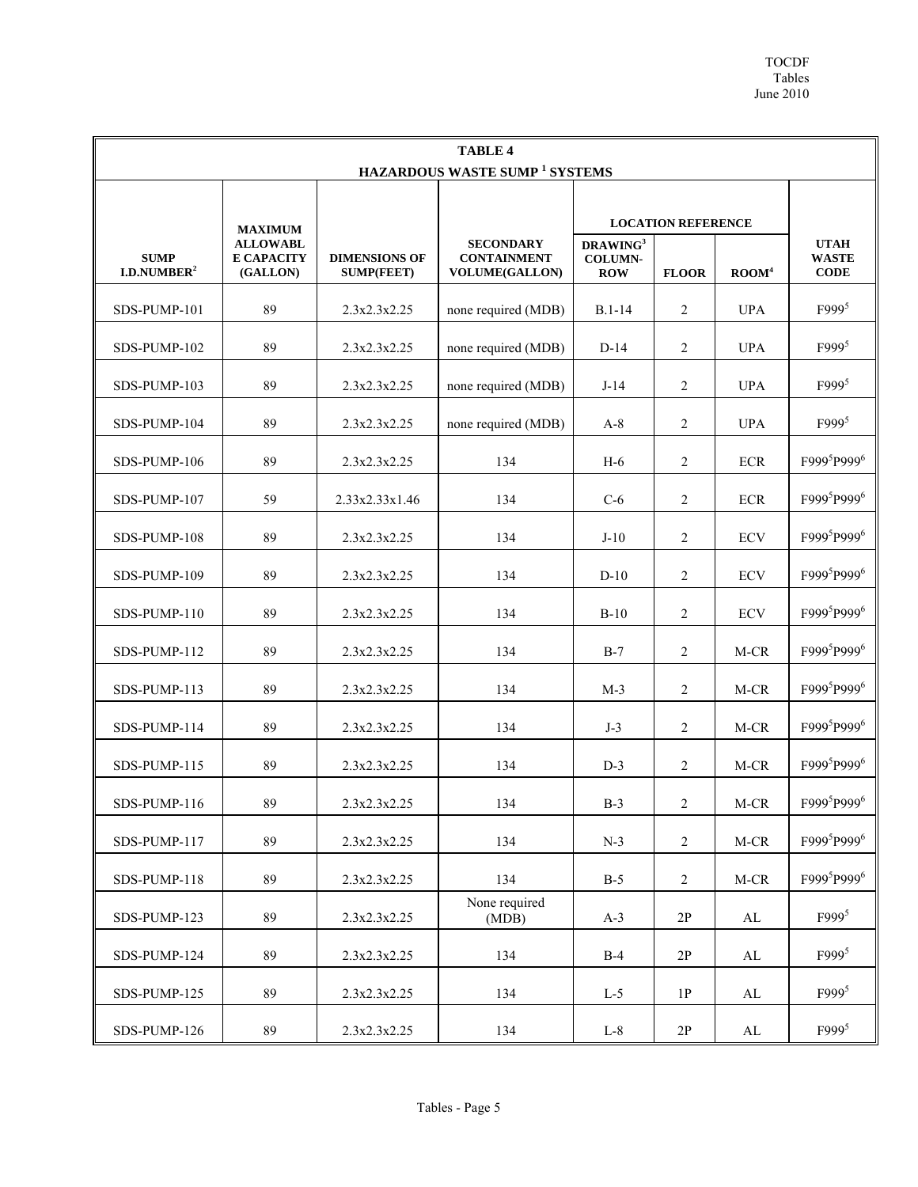## TABLE 4

### HAZARDOUS WASTE SUMP [1] SYSTEMS

| SUMP I.D.NUMBER[2] | MAXIMUM ALLOWABLE CAPACITY (GALLON) | DIMENSIONS OF SUMP(FEET) | SECONDARY CONTAINMENT VOLUME(GALLON) | LOCATION REFERENCE | | | UTAH WASTE CODE |
|---|---|---|---|---|---|---|---|
| | | | | DRAWING[3] COLUMN-ROW | FLOOR | ROOM[4] | |
| SDS-PUMP-101 | 89 | 2.3x2.3x2.25 | none required (MDB) | B.1-14 | 2 | UPA | F999[5] |
| SDS-PUMP-102 | 89 | 2.3x2.3x2.25 | none required (MDB) | D-14 | 2 | UPA | F999[5] |
| SDS-PUMP-103 | 89 | 2.3x2.3x2.25 | none required (MDB) | J-14 | 2 | UPA | F999[5] |
| SDS-PUMP-104 | 89 | 2.3x2.3x2.25 | none required (MDB) | A-8 | 2 | UPA | F999[5] |
| SDS-PUMP-106 | 89 | 2.3x2.3x2.25 | 134 | H-6 | 2 | ECR | F999[5]P999[6] |
| SDS-PUMP-107 | 59 | 2.33x2.33x1.46 | 134 | C-6 | 2 | ECR | F999[5]P999[6] |
| SDS-PUMP-108 | 89 | 2.3x2.3x2.25 | 134 | J-10 | 2 | ECV | F999[5]P999[6] |
| SDS-PUMP-109 | 89 | 2.3x2.3x2.25 | 134 | D-10 | 2 | ECV | F999[5]P999[6] |
| SDS-PUMP-110 | 89 | 2.3x2.3x2.25 | 134 | B-10 | 2 | ECV | F999[5]P999[6] |
| SDS-PUMP-112 | 89 | 2.3x2.3x2.25 | 134 | B-7 | 2 | M-CR | F999[5]P999[6] |
| SDS-PUMP-113 | 89 | 2.3x2.3x2.25 | 134 | M-3 | 2 | M-CR | F999[5]P999[6] |
| SDS-PUMP-114 | 89 | 2.3x2.3x2.25 | 134 | J-3 | 2 | M-CR | F999[5]P999[6] |
| SDS-PUMP-115 | 89 | 2.3x2.3x2.25 | 134 | D-3 | 2 | M-CR | F999[5]P999[6] |
| SDS-PUMP-116 | 89 | 2.3x2.3x2.25 | 134 | B-3 | 2 | M-CR | F999[5]P999[6] |
| SDS-PUMP-117 | 89 | 2.3x2.3x2.25 | 134 | N-3 | 2 | M-CR | F999[5]P999[6] |
| SDS-PUMP-118 | 89 | 2.3x2.3x2.25 | 134 | B-5 | 2 | M-CR | F999[5]P999[6] |
| SDS-PUMP-123 | 89 | 2.3x2.3x2.25 | None required (MDB) | A-3 | 2P | AL | F999[5] |
| SDS-PUMP-124 | 89 | 2.3x2.3x2.25 | 134 | B-4 | 2P | AL | F999[5] |
| SDS-PUMP-125 | 89 | 2.3x2.3x2.25 | 134 | L-5 | 1P | AL | F999[5] |
| SDS-PUMP-126 | 89 | 2.3x2.3x2.25 | 134 | L-8 | 2P | AL | F999[5] |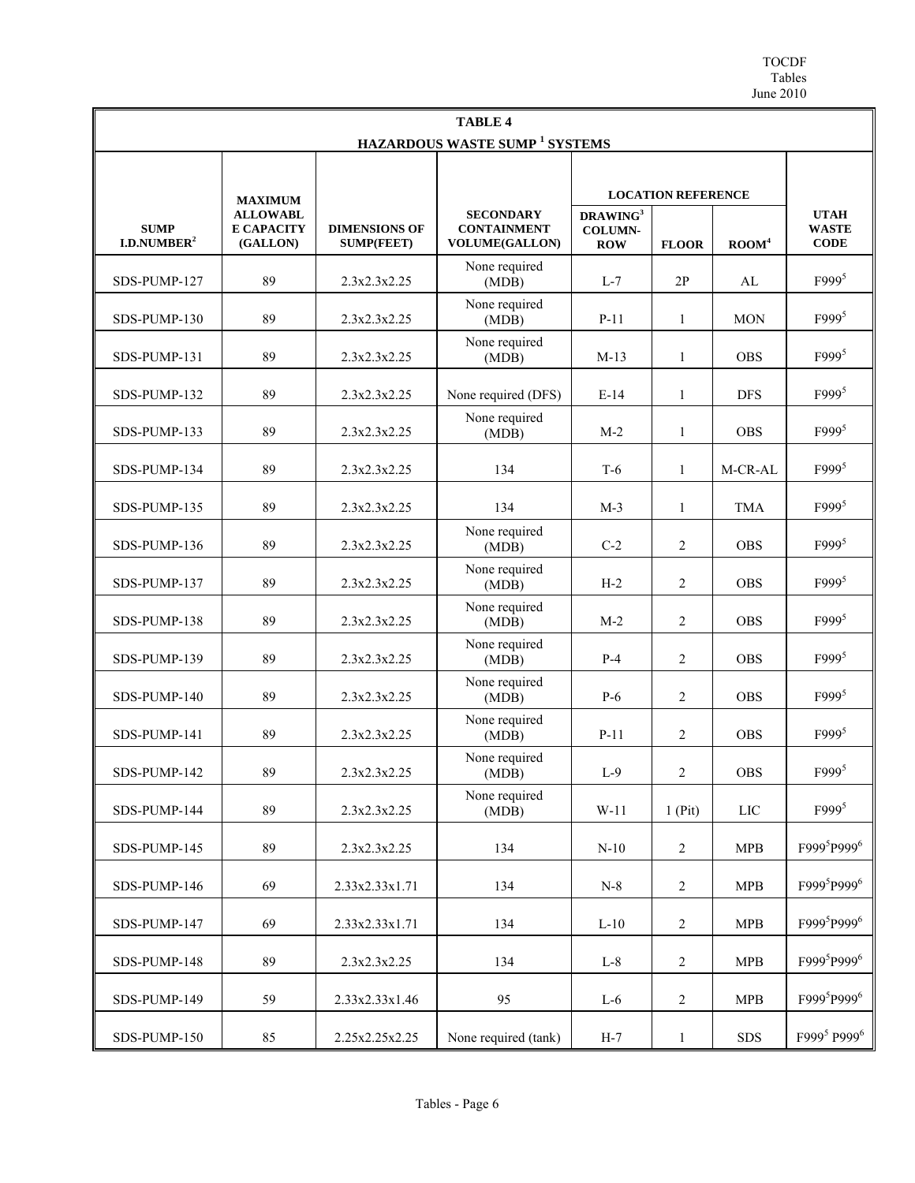## TABLE 4

### HAZARDOUS WASTE SUMP [1] SYSTEMS

| SUMP I.D.NUMBER[2] | MAXIMUM ALLOWABLE CAPACITY (GALLON) | DIMENSIONS OF SUMP(FEET) | SECONDARY CONTAINMENT VOLUME(GALLON) | LOCATION REFERENCE | | | UTAH WASTE CODE |
|---|---|---|---|---|---|---|---|
| | | | | DRAWING[3] COLUMN-ROW | FLOOR | ROOM[4] | |
| SDS-PUMP-127 | 89 | 2.3x2.3x2.25 | None required (MDB) | L-7 | 2P | AL | F999[5] |
| SDS-PUMP-130 | 89 | 2.3x2.3x2.25 | None required (MDB) | P-11 | 1 | MON | F999[5] |
| SDS-PUMP-131 | 89 | 2.3x2.3x2.25 | None required (MDB) | M-13 | 1 | OBS | F999[5] |
| SDS-PUMP-132 | 89 | 2.3x2.3x2.25 | None required (DFS) | E-14 | 1 | DFS | F999[5] |
| SDS-PUMP-133 | 89 | 2.3x2.3x2.25 | None required (MDB) | M-2 | 1 | OBS | F999[5] |
| SDS-PUMP-134 | 89 | 2.3x2.3x2.25 | 134 | T-6 | 1 | M-CR-AL | F999[5] |
| SDS-PUMP-135 | 89 | 2.3x2.3x2.25 | 134 | M-3 | 1 | TMA | F999[5] |
| SDS-PUMP-136 | 89 | 2.3x2.3x2.25 | None required (MDB) | C-2 | 2 | OBS | F999[5] |
| SDS-PUMP-137 | 89 | 2.3x2.3x2.25 | None required (MDB) | H-2 | 2 | OBS | F999[5] |
| SDS-PUMP-138 | 89 | 2.3x2.3x2.25 | None required (MDB) | M-2 | 2 | OBS | F999[5] |
| SDS-PUMP-139 | 89 | 2.3x2.3x2.25 | None required (MDB) | P-4 | 2 | OBS | F999[5] |
| SDS-PUMP-140 | 89 | 2.3x2.3x2.25 | None required (MDB) | P-6 | 2 | OBS | F999[5] |
| SDS-PUMP-141 | 89 | 2.3x2.3x2.25 | None required (MDB) | P-11 | 2 | OBS | F999[5] |
| SDS-PUMP-142 | 89 | 2.3x2.3x2.25 | None required (MDB) | L-9 | 2 | OBS | F999[5] |
| SDS-PUMP-144 | 89 | 2.3x2.3x2.25 | None required (MDB) | W-11 | 1 (Pit) | LIC | F999[5] |
| SDS-PUMP-145 | 89 | 2.3x2.3x2.25 | 134 | N-10 | 2 | MPB | F999[5]P999[6] |
| SDS-PUMP-146 | 69 | 2.33x2.33x1.71 | 134 | N-8 | 2 | MPB | F999[5]P999[6] |
| SDS-PUMP-147 | 69 | 2.33x2.33x1.71 | 134 | L-10 | 2 | MPB | F999[5]P999[6] |
| SDS-PUMP-148 | 89 | 2.3x2.3x2.25 | 134 | L-8 | 2 | MPB | F999[5]P999[6] |
| SDS-PUMP-149 | 59 | 2.33x2.33x1.46 | 95 | L-6 | 2 | MPB | F999[5]P999[6] |
| SDS-PUMP-150 | 85 | 2.25x2.25x2.25 | None required (tank) | H-7 | 1 | SDS | F999[5] P999[6] |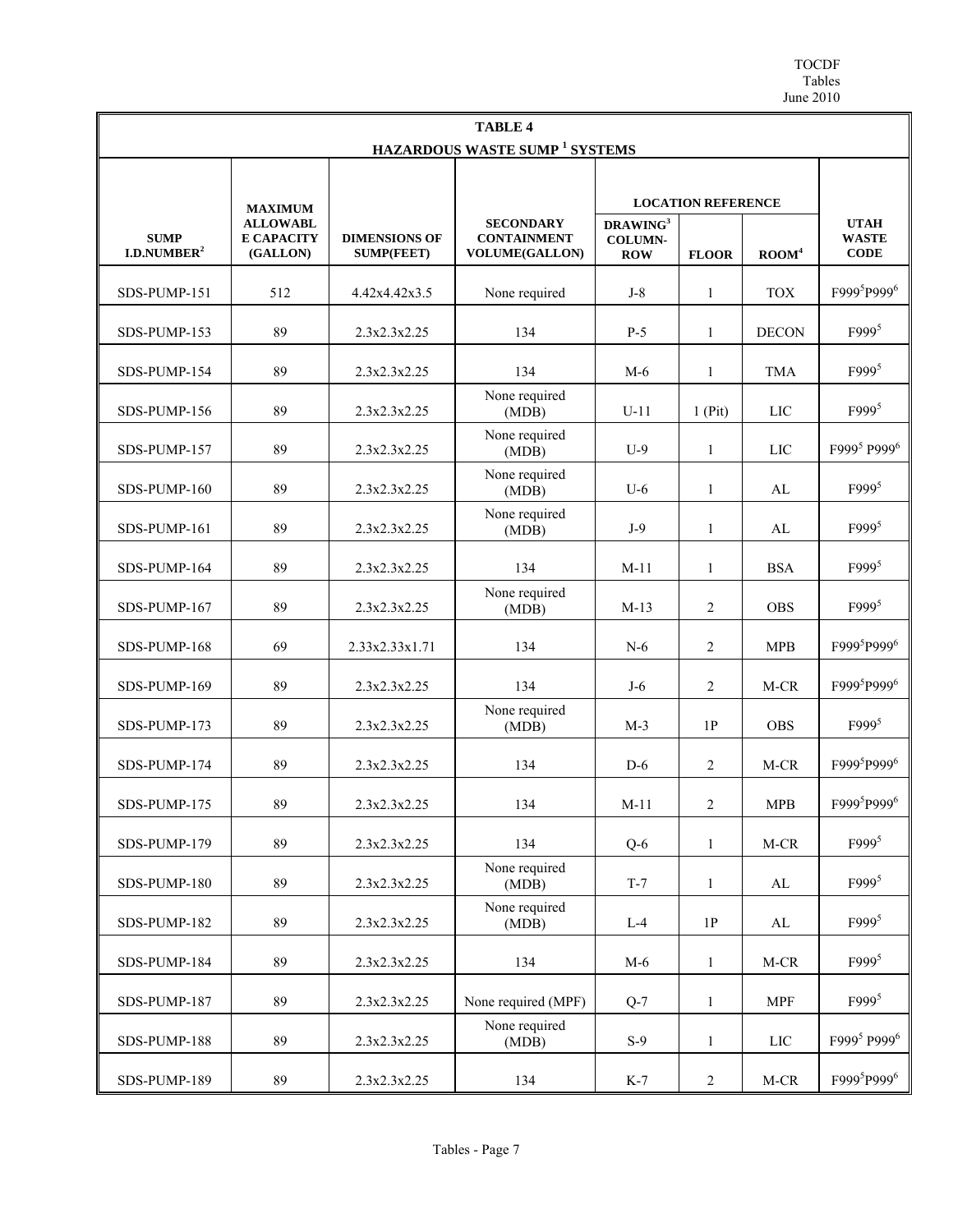**TABLE 4**

**HAZARDOUS WASTE SUMP [1] SYSTEMS**

| SUMP I.D.NUMBER[2] | MAXIMUM ALLOWABLE CAPACITY (GALLON) | DIMENSIONS OF SUMP(FEET) | SECONDARY CONTAINMENT VOLUME(GALLON) | LOCATION REFERENCE | | | UTAH WASTE CODE |
|---|---|---|---|---|---|---|---|
| | | | | DRAWING[3] COLUMN-ROW | FLOOR | ROOM[4] | |
| SDS-PUMP-151 | 512 | 4.42x4.42x3.5 | None required | J-8 | 1 | TOX | F999[5]P999[6] |
| SDS-PUMP-153 | 89 | 2.3x2.3x2.25 | 134 | P-5 | 1 | DECON | F999[5] |
| SDS-PUMP-154 | 89 | 2.3x2.3x2.25 | 134 | M-6 | 1 | TMA | F999[5] |
| SDS-PUMP-156 | 89 | 2.3x2.3x2.25 | None required (MDB) | U-11 | 1 (Pit) | LIC | F999[5] |
| SDS-PUMP-157 | 89 | 2.3x2.3x2.25 | None required (MDB) | U-9 | 1 | LIC | F999[5] P999[6] |
| SDS-PUMP-160 | 89 | 2.3x2.3x2.25 | None required (MDB) | U-6 | 1 | AL | F999[5] |
| SDS-PUMP-161 | 89 | 2.3x2.3x2.25 | None required (MDB) | J-9 | 1 | AL | F999[5] |
| SDS-PUMP-164 | 89 | 2.3x2.3x2.25 | 134 | M-11 | 1 | BSA | F999[5] |
| SDS-PUMP-167 | 89 | 2.3x2.3x2.25 | None required (MDB) | M-13 | 2 | OBS | F999[5] |
| SDS-PUMP-168 | 69 | 2.33x2.33x1.71 | 134 | N-6 | 2 | MPB | F999[5]P999[6] |
| SDS-PUMP-169 | 89 | 2.3x2.3x2.25 | 134 | J-6 | 2 | M-CR | F999[5]P999[6] |
| SDS-PUMP-173 | 89 | 2.3x2.3x2.25 | None required (MDB) | M-3 | 1P | OBS | F999[5] |
| SDS-PUMP-174 | 89 | 2.3x2.3x2.25 | 134 | D-6 | 2 | M-CR | F999[5]P999[6] |
| SDS-PUMP-175 | 89 | 2.3x2.3x2.25 | 134 | M-11 | 2 | MPB | F999[5]P999[6] |
| SDS-PUMP-179 | 89 | 2.3x2.3x2.25 | 134 | Q-6 | 1 | M-CR | F999[5] |
| SDS-PUMP-180 | 89 | 2.3x2.3x2.25 | None required (MDB) | T-7 | 1 | AL | F999[5] |
| SDS-PUMP-182 | 89 | 2.3x2.3x2.25 | None required (MDB) | L-4 | 1P | AL | F999[5] |
| SDS-PUMP-184 | 89 | 2.3x2.3x2.25 | 134 | M-6 | 1 | M-CR | F999[5] |
| SDS-PUMP-187 | 89 | 2.3x2.3x2.25 | None required (MPF) | Q-7 | 1 | MPF | F999[5] |
| SDS-PUMP-188 | 89 | 2.3x2.3x2.25 | None required (MDB) | S-9 | 1 | LIC | F999[5] P999[6] |
| SDS-PUMP-189 | 89 | 2.3x2.3x2.25 | 134 | K-7 | 2 | M-CR | F999[5]P999[6] |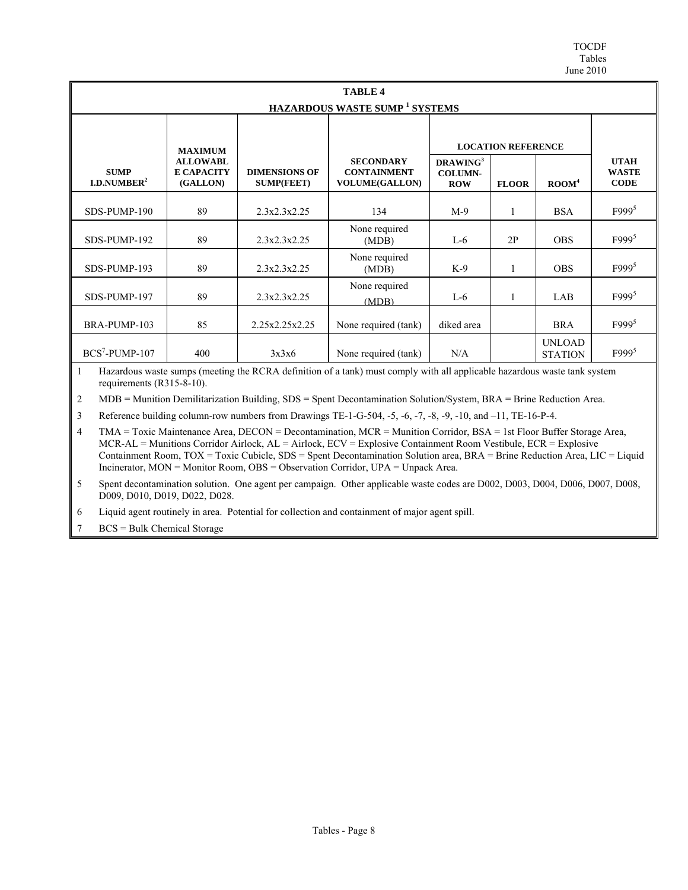## TABLE 4

## HAZARDOUS WASTE SUMP [1] SYSTEMS

| SUMP I.D.NUMBER[2] | MAXIMUM ALLOWABLE CAPACITY (GALLON) | DIMENSIONS OF SUMP(FEET) | SECONDARY CONTAINMENT VOLUME(GALLON) | LOCATION REFERENCE | | | UTAH WASTE CODE |
|---|---|---|---|---|---|---|---|
| | | | | DRAWING[3] COLUMN-ROW | FLOOR | ROOM[4] | |
| SDS-PUMP-190 | 89 | 2.3x2.3x2.25 | 134 | M-9 | 1 | BSA | F999[5] |
| SDS-PUMP-192 | 89 | 2.3x2.3x2.25 | None required (MDB) | L-6 | 2P | OBS | F999[5] |
| SDS-PUMP-193 | 89 | 2.3x2.3x2.25 | None required (MDB) | K-9 | 1 | OBS | F999[5] |
| SDS-PUMP-197 | 89 | 2.3x2.3x2.25 | None required (MDB) | L-6 | 1 | LAB | F999[5] |
| BRA-PUMP-103 | 85 | 2.25x2.25x2.25 | None required (tank) | diked area | | BRA | F999[5] |
| BCS[7]-PUMP-107 | 400 | 3x3x6 | None required (tank) | N/A | | UNLOAD STATION | F999[5] |

1 Hazardous waste sumps (meeting the RCRA definition of a tank) must comply with all applicable hazardous waste tank system requirements (R315-8-10).

2 MDB = Munition Demilitarization Building, SDS = Spent Decontamination Solution/System, BRA = Brine Reduction Area.

3 Reference building column-row numbers from Drawings TE-1-G-504, -5, -6, -7, -8, -9, -10, and –11, TE-16-P-4.

4 TMA = Toxic Maintenance Area, DECON = Decontamination, MCR = Munition Corridor, BSA = 1st Floor Buffer Storage Area, MCR-AL = Munitions Corridor Airlock, AL = Airlock, ECV = Explosive Containment Room Vestibule, ECR = Explosive Containment Room, TOX = Toxic Cubicle, SDS = Spent Decontamination Solution area, BRA = Brine Reduction Area, LIC = Liquid Incinerator, MON = Monitor Room, OBS = Observation Corridor, UPA = Unpack Area.

5 Spent decontamination solution. One agent per campaign. Other applicable waste codes are D002, D003, D004, D006, D007, D008, D009, D010, D019, D022, D028.

6 Liquid agent routinely in area. Potential for collection and containment of major agent spill.

7 BCS = Bulk Chemical Storage